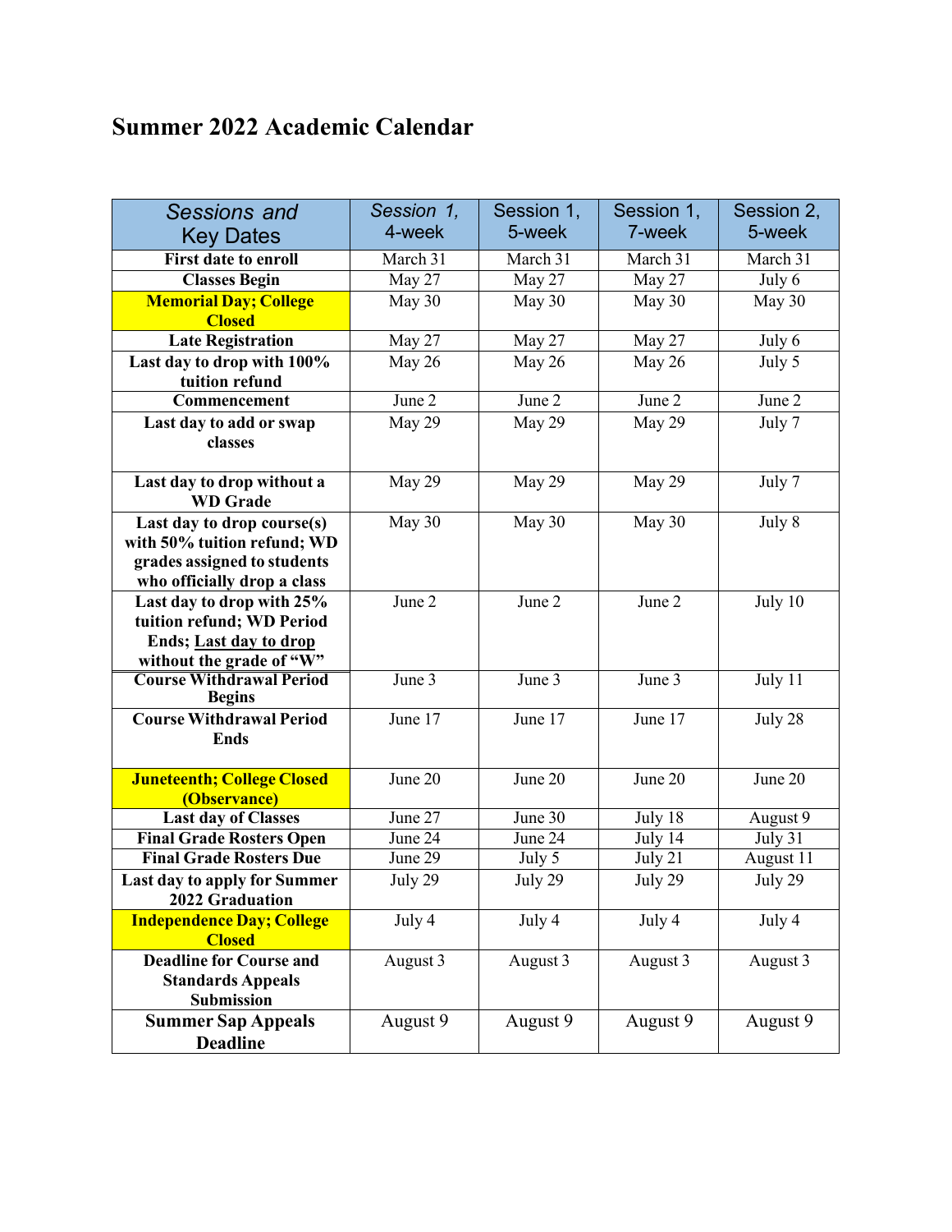# Summer 2022 Academic Calendar

| Sessions and Key Dates | Session 1, 4-week | Session 1, 5-week | Session 1, 7-week | Session 2, 5-week |
|---|---|---|---|---|
| **First date to enroll** | March 31 | March 31 | March 31 | March 31 |
| **Classes Begin** | May 27 | May 27 | May 27 | July 6 |
| **Memorial Day; College Closed** | May 30 | May 30 | May 30 | May 30 |
| **Late Registration** | May 27 | May 27 | May 27 | July 6 |
| **Last day to drop with 100% tuition refund** | May 26 | May 26 | May 26 | July 5 |
| **Commencement** | June 2 | June 2 | June 2 | June 2 |
| **Last day to add or swap classes** | May 29 | May 29 | May 29 | July 7 |
| **Last day to drop without a WD Grade** | May 29 | May 29 | May 29 | July 7 |
| **Last day to drop course(s) with 50% tuition refund; WD grades assigned to students who officially drop a class** | May 30 | May 30 | May 30 | July 8 |
| **Last day to drop with 25% tuition refund; WD Period Ends; Last day to drop without the grade of "W"** | June 2 | June 2 | June 2 | July 10 |
| **Course Withdrawal Period Begins** | June 3 | June 3 | June 3 | July 11 |
| **Course Withdrawal Period Ends** | June 17 | June 17 | June 17 | July 28 |
| **Juneteenth; College Closed (Observance)** | June 20 | June 20 | June 20 | June 20 |
| **Last day of Classes** | June 27 | June 30 | July 18 | August 9 |
| **Final Grade Rosters Open** | June 24 | June 24 | July 14 | July 31 |
| **Final Grade Rosters Due** | June 29 | July 5 | July 21 | August 11 |
| **Last day to apply for Summer 2022 Graduation** | July 29 | July 29 | July 29 | July 29 |
| **Independence Day; College Closed** | July 4 | July 4 | July 4 | July 4 |
| **Deadline for Course and Standards Appeals Submission** | August 3 | August 3 | August 3 | August 3 |
| **Summer Sap Appeals Deadline** | August 9 | August 9 | August 9 | August 9 |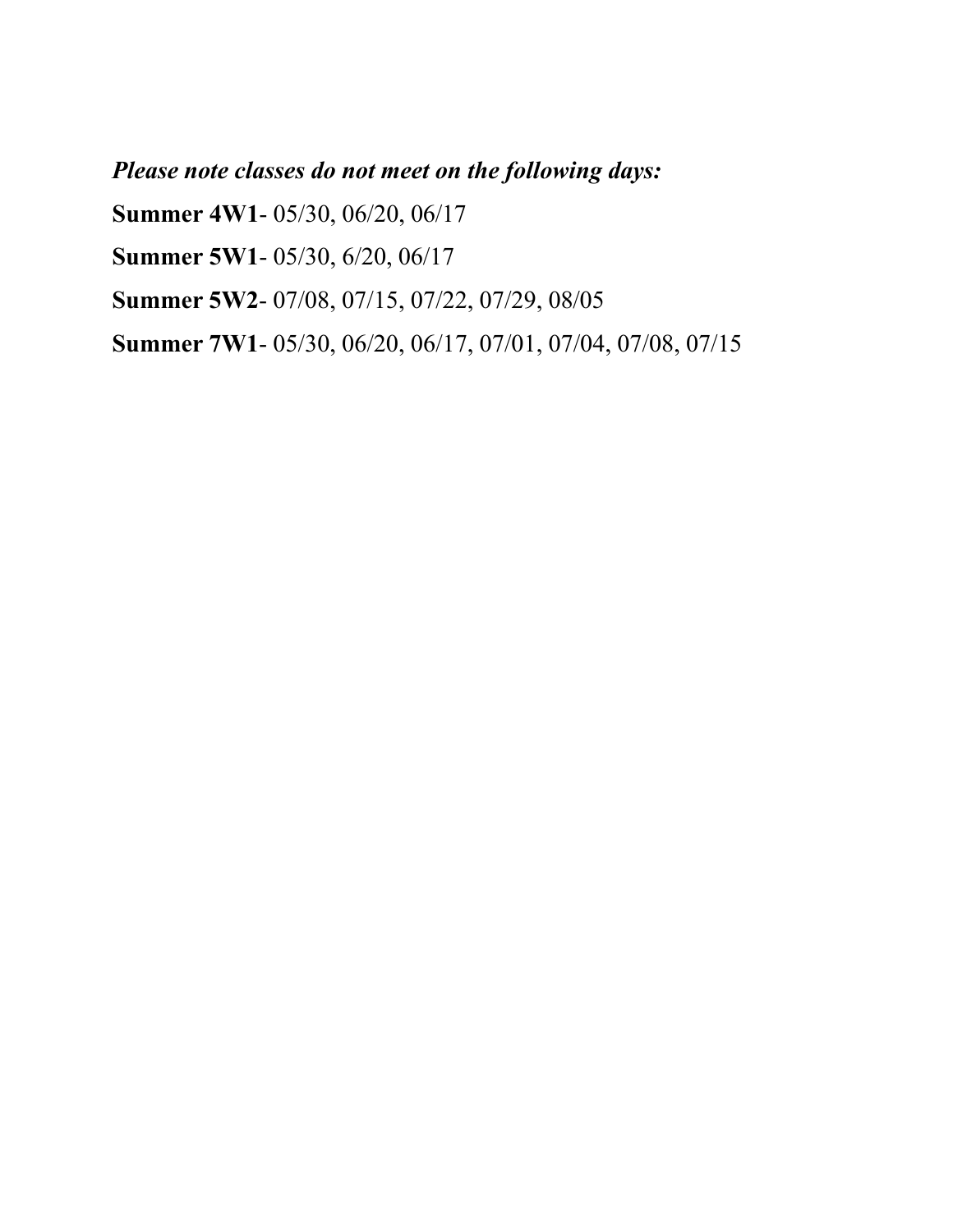***Please note classes do not meet on the following days:***

**Summer 4W1**- 05/30, 06/20, 06/17

**Summer 5W1**- 05/30, 6/20, 06/17

**Summer 5W2**- 07/08, 07/15, 07/22, 07/29, 08/05

**Summer 7W1**- 05/30, 06/20, 06/17, 07/01, 07/04, 07/08, 07/15